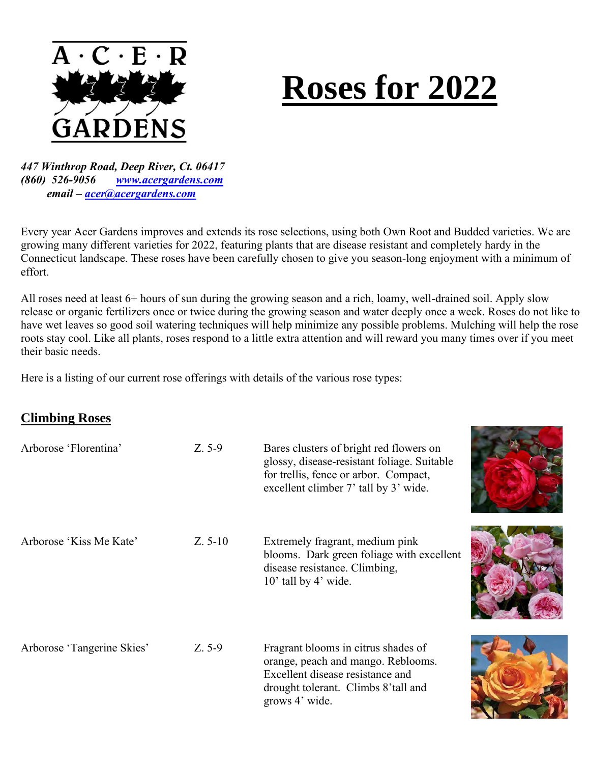# Roses for 2022

A · C · E · R GARDENS

***447 Winthrop Road, Deep River, Ct. 06417***
***(860) 526-9056 [www.acergardens.com](http://www.acergardens.com)***
***email – [acer@acergardens.com](mailto:acer@acergardens.com)***

Every year Acer Gardens improves and extends its rose selections, using both Own Root and Budded varieties. We are growing many different varieties for 2022, featuring plants that are disease resistant and completely hardy in the Connecticut landscape. These roses have been carefully chosen to give you season-long enjoyment with a minimum of effort.

All roses need at least 6+ hours of sun during the growing season and a rich, loamy, well-drained soil. Apply slow release or organic fertilizers once or twice during the growing season and water deeply once a week. Roses do not like to have wet leaves so good soil watering techniques will help minimize any possible problems. Mulching will help the rose roots stay cool. Like all plants, roses respond to a little extra attention and will reward you many times over if you meet their basic needs.

Here is a listing of our current rose offerings with details of the various rose types:

## Climbing Roses

| | | |
|---|---|---|
| Arborose 'Florentina' | Z. 5-9 | Bares clusters of bright red flowers on glossy, disease-resistant foliage. Suitable for trellis, fence or arbor. Compact, excellent climber 7' tall by 3' wide. |
| Arborose 'Kiss Me Kate' | Z. 5-10 | Extremely fragrant, medium pink blooms. Dark green foliage with excellent disease resistance. Climbing, 10' tall by 4' wide. |
| Arborose 'Tangerine Skies' | Z. 5-9 | Fragrant blooms in citrus shades of orange, peach and mango. Reblooms. Excellent disease resistance and drought tolerant. Climbs 8'tall and grows 4' wide. |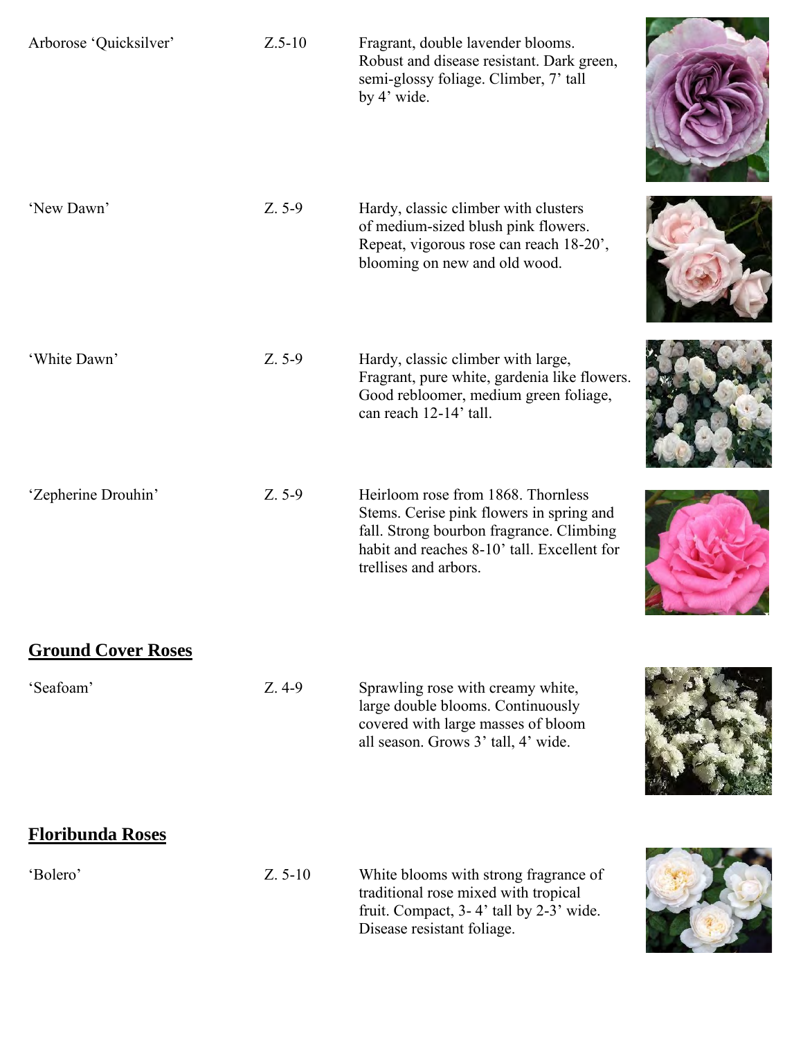| | | |
|---|---|---|
| Arborose 'Quicksilver' | Z.5-10 | Fragrant, double lavender blooms. Robust and disease resistant. Dark green, semi-glossy foliage. Climber, 7' tall by 4' wide. |
| 'New Dawn' | Z. 5-9 | Hardy, classic climber with clusters of medium-sized blush pink flowers. Repeat, vigorous rose can reach 18-20', blooming on new and old wood. |
| 'White Dawn' | Z. 5-9 | Hardy, classic climber with large, Fragrant, pure white, gardenia like flowers. Good rebloomer, medium green foliage, can reach 12-14' tall. |
| 'Zepherine Drouhin' | Z. 5-9 | Heirloom rose from 1868. Thornless Stems. Cerise pink flowers in spring and fall. Strong bourbon fragrance. Climbing habit and reaches 8-10' tall. Excellent for trellises and arbors. |

## Ground Cover Roses

| | | |
|---|---|---|
| 'Seafoam' | Z. 4-9 | Sprawling rose with creamy white, large double blooms. Continuously covered with large masses of bloom all season. Grows 3' tall, 4' wide. |

## Floribunda Roses

| | | |
|---|---|---|
| 'Bolero' | Z. 5-10 | White blooms with strong fragrance of traditional rose mixed with tropical fruit. Compact, 3- 4' tall by 2-3' wide. Disease resistant foliage. |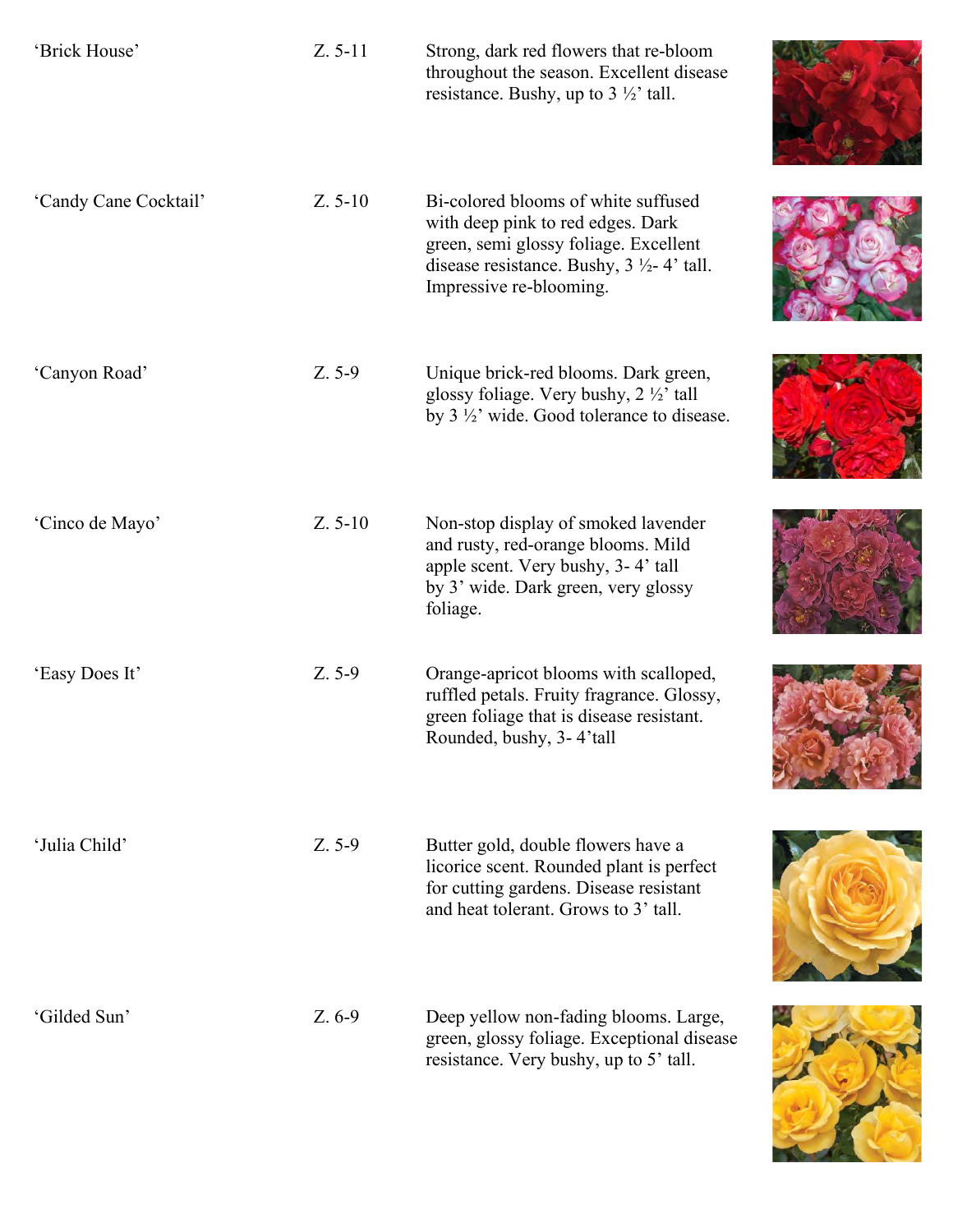| | | |
|---|---|---|
| 'Brick House' | Z. 5-11 | Strong, dark red flowers that re-bloom throughout the season. Excellent disease resistance. Bushy, up to 3 ½' tall. |
| 'Candy Cane Cocktail' | Z. 5-10 | Bi-colored blooms of white suffused with deep pink to red edges. Dark green, semi glossy foliage. Excellent disease resistance. Bushy, 3 ½- 4' tall. Impressive re-blooming. |
| 'Canyon Road' | Z. 5-9 | Unique brick-red blooms. Dark green, glossy foliage. Very bushy, 2 ½' tall by 3 ½' wide. Good tolerance to disease. |
| 'Cinco de Mayo' | Z. 5-10 | Non-stop display of smoked lavender and rusty, red-orange blooms. Mild apple scent. Very bushy, 3- 4' tall by 3' wide. Dark green, very glossy foliage. |
| 'Easy Does It' | Z. 5-9 | Orange-apricot blooms with scalloped, ruffled petals. Fruity fragrance. Glossy, green foliage that is disease resistant. Rounded, bushy, 3- 4'tall |
| 'Julia Child' | Z. 5-9 | Butter gold, double flowers have a licorice scent. Rounded plant is perfect for cutting gardens. Disease resistant and heat tolerant. Grows to 3' tall. |
| 'Gilded Sun' | Z. 6-9 | Deep yellow non-fading blooms. Large, green, glossy foliage. Exceptional disease resistance. Very bushy, up to 5' tall. |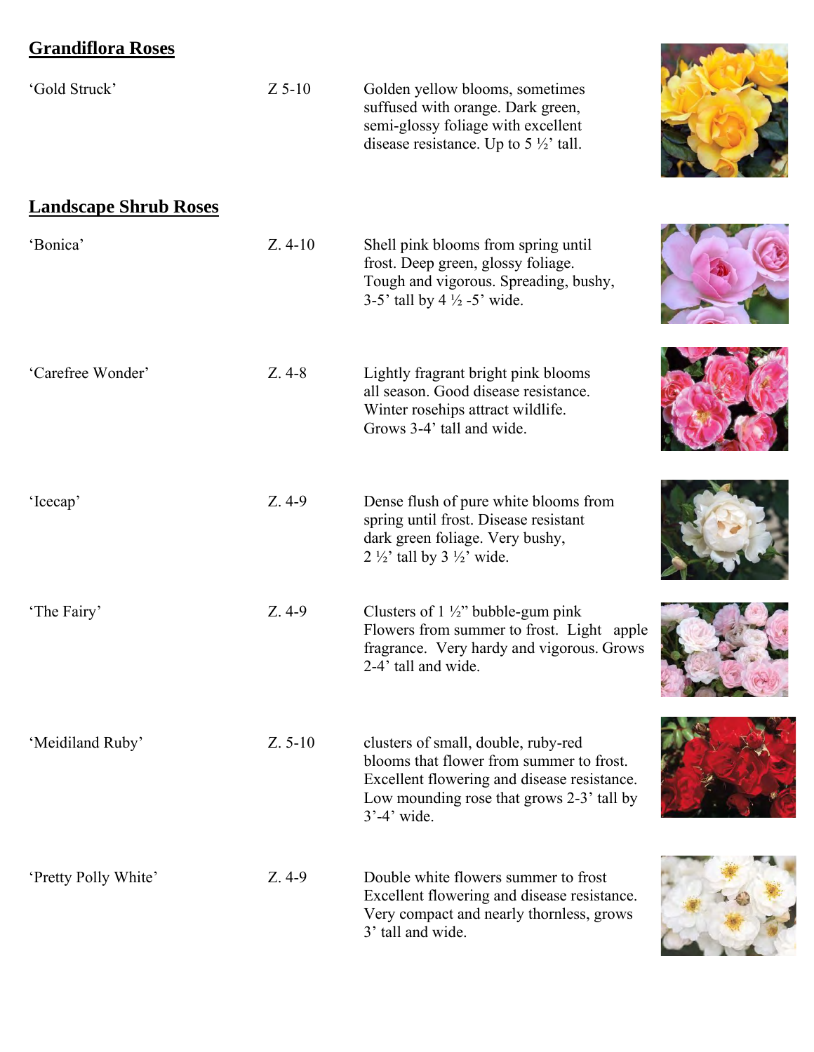## Grandiflora Roses

| | | |
|---|---|---|
| 'Gold Struck' | Z 5-10 | Golden yellow blooms, sometimes suffused with orange. Dark green, semi-glossy foliage with excellent disease resistance. Up to 5 ½' tall. |

## Landscape Shrub Roses

| | | |
|---|---|---|
| 'Bonica' | Z. 4-10 | Shell pink blooms from spring until frost. Deep green, glossy foliage. Tough and vigorous. Spreading, bushy, 3-5' tall by 4 ½ -5' wide. |
| 'Carefree Wonder' | Z. 4-8 | Lightly fragrant bright pink blooms all season. Good disease resistance. Winter rosehips attract wildlife. Grows 3-4' tall and wide. |
| 'Icecap' | Z. 4-9 | Dense flush of pure white blooms from spring until frost. Disease resistant dark green foliage. Very bushy, 2 ½' tall by 3 ½' wide. |
| 'The Fairy' | Z. 4-9 | Clusters of 1 ½" bubble-gum pink Flowers from summer to frost. Light apple fragrance. Very hardy and vigorous. Grows 2-4' tall and wide. |
| 'Meidiland Ruby' | Z. 5-10 | clusters of small, double, ruby-red blooms that flower from summer to frost. Excellent flowering and disease resistance. Low mounding rose that grows 2-3' tall by 3'-4' wide. |
| 'Pretty Polly White' | Z. 4-9 | Double white flowers summer to frost Excellent flowering and disease resistance. Very compact and nearly thornless, grows 3' tall and wide. |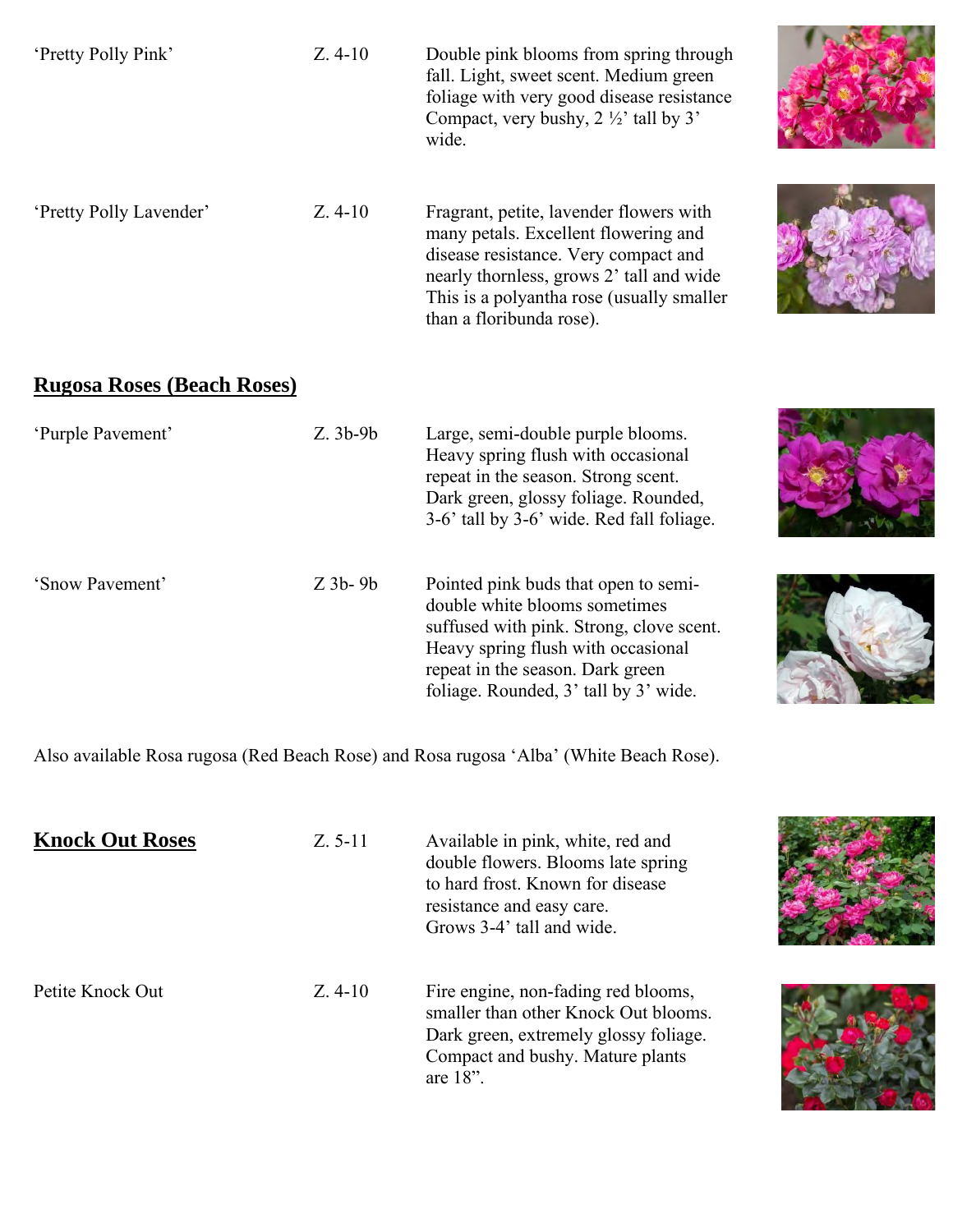| | | |
|---|---|---|
| 'Pretty Polly Pink' | Z. 4-10 | Double pink blooms from spring through fall. Light, sweet scent. Medium green foliage with very good disease resistance Compact, very bushy, 2 ½' tall by 3' wide. |
| 'Pretty Polly Lavender' | Z. 4-10 | Fragrant, petite, lavender flowers with many petals. Excellent flowering and disease resistance. Very compact and nearly thornless, grows 2' tall and wide This is a polyantha rose (usually smaller than a floribunda rose). |

## Rugosa Roses (Beach Roses)

| | | |
|---|---|---|
| 'Purple Pavement' | Z. 3b-9b | Large, semi-double purple blooms. Heavy spring flush with occasional repeat in the season. Strong scent. Dark green, glossy foliage. Rounded, 3-6' tall by 3-6' wide. Red fall foliage. |
| 'Snow Pavement' | Z 3b- 9b | Pointed pink buds that open to semi-double white blooms sometimes suffused with pink. Strong, clove scent. Heavy spring flush with occasional repeat in the season. Dark green foliage. Rounded, 3' tall by 3' wide. |

Also available Rosa rugosa (Red Beach Rose) and Rosa rugosa 'Alba' (White Beach Rose).

| | | |
|---|---|---|
| **Knock Out Roses** | Z. 5-11 | Available in pink, white, red and double flowers. Blooms late spring to hard frost. Known for disease resistance and easy care. Grows 3-4' tall and wide. |
| Petite Knock Out | Z. 4-10 | Fire engine, non-fading red blooms, smaller than other Knock Out blooms. Dark green, extremely glossy foliage. Compact and bushy. Mature plants are 18". |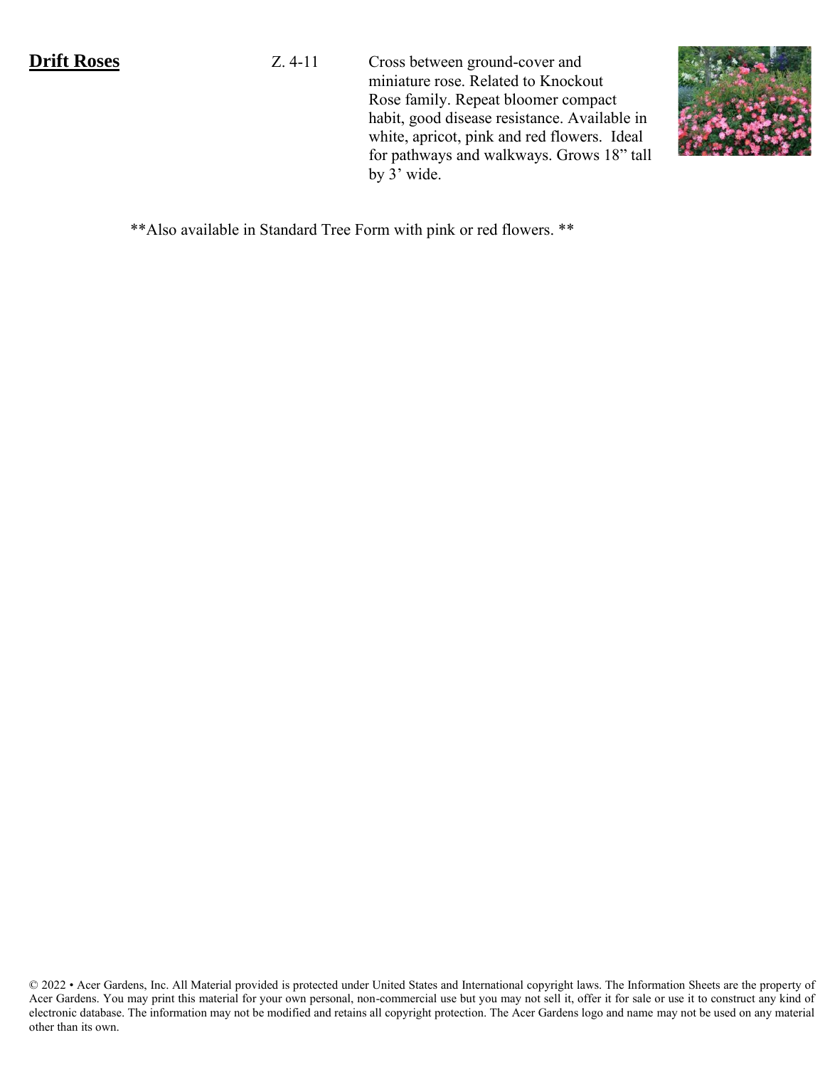**Drift Roses** Z. 4-11

Cross between ground-cover and miniature rose. Related to Knockout Rose family. Repeat bloomer compact habit, good disease resistance. Available in white, apricot, pink and red flowers. Ideal for pathways and walkways. Grows 18" tall by 3' wide.

**Also available in Standard Tree Form with pink or red flowers. **

© 2022 • Acer Gardens, Inc. All Material provided is protected under United States and International copyright laws. The Information Sheets are the property of Acer Gardens. You may print this material for your own personal, non-commercial use but you may not sell it, offer it for sale or use it to construct any kind of electronic database. The information may not be modified and retains all copyright protection. The Acer Gardens logo and name may not be used on any material other than its own.